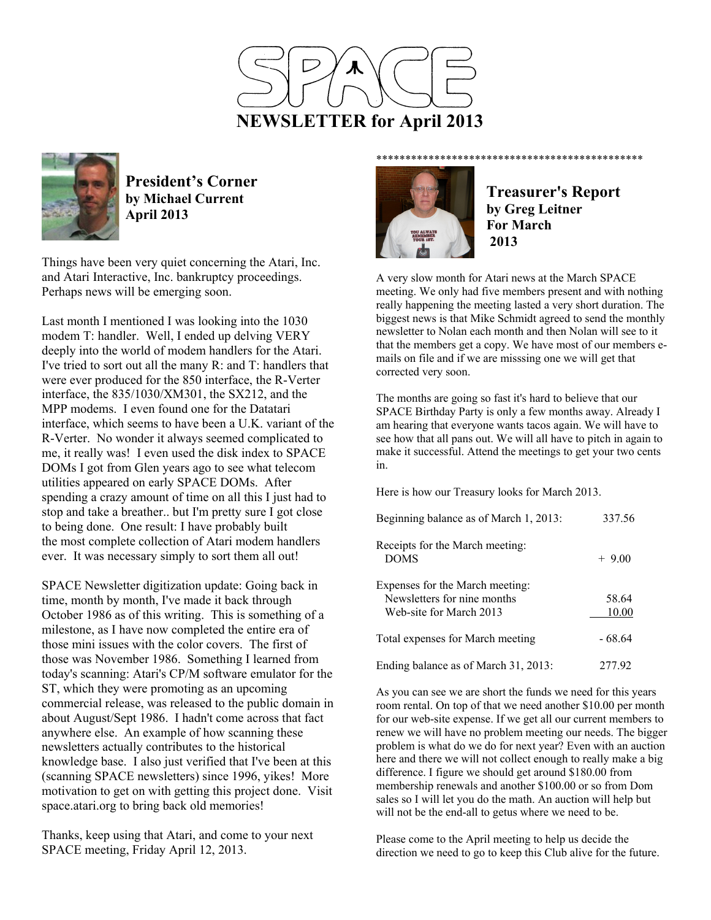# SPACE

# NEWSLETTER for April 2013

## President's Corner
### by Michael Current
### April 2013

Things have been very quiet concerning the Atari, Inc. and Atari Interactive, Inc. bankruptcy proceedings. Perhaps news will be emerging soon.

Last month I mentioned I was looking into the 1030 modem T: handler. Well, I ended up delving VERY deeply into the world of modem handlers for the Atari. I've tried to sort out all the many R: and T: handlers that were ever produced for the 850 interface, the R-Verter interface, the 835/1030/XM301, the SX212, and the MPP modems. I even found one for the Datatari interface, which seems to have been a U.K. variant of the R-Verter. No wonder it always seemed complicated to me, it really was! I even used the disk index to SPACE DOMs I got from Glen years ago to see what telecom utilities appeared on early SPACE DOMs. After spending a crazy amount of time on all this I just had to stop and take a breather.. but I'm pretty sure I got close to being done. One result: I have probably built the most complete collection of Atari modem handlers ever. It was necessary simply to sort them all out!

SPACE Newsletter digitization update: Going back in time, month by month, I've made it back through October 1986 as of this writing. This is something of a milestone, as I have now completed the entire era of those mini issues with the color covers. The first of those was November 1986. Something I learned from today's scanning: Atari's CP/M software emulator for the ST, which they were promoting as an upcoming commercial release, was released to the public domain in about August/Sept 1986. I hadn't come across that fact anywhere else. An example of how scanning these newsletters actually contributes to the historical knowledge base. I also just verified that I've been at this (scanning SPACE newsletters) since 1996, yikes! More motivation to get on with getting this project done. Visit space.atari.org to bring back old memories!

Thanks, keep using that Atari, and come to your next SPACE meeting, Friday April 12, 2013.

**********************************************

## Treasurer's Report
### by Greg Leitner
### For March 2013

A very slow month for Atari news at the March SPACE meeting. We only had five members present and with nothing really happening the meeting lasted a very short duration. The biggest news is that Mike Schmidt agreed to send the monthly newsletter to Nolan each month and then Nolan will see to it that the members get a copy. We have most of our members e-mails on file and if we are misssing one we will get that corrected very soon.

The months are going so fast it's hard to believe that our SPACE Birthday Party is only a few months away. Already I am hearing that everyone wants tacos again. We will have to see how that all pans out. We will all have to pitch in again to make it successful. Attend the meetings to get your two cents in.

Here is how our Treasury looks for March 2013.

| | |
|---|---|
| Beginning balance as of March 1, 2013: | 337.56 |
| Receipts for the March meeting: | |
| DOMS | + 9.00 |
| Expenses for the March meeting: | |
| Newsletters for nine months | 58.64 |
| Web-site for March 2013 | 10.00 |
| Total expenses for March meeting | - 68.64 |
| Ending balance as of March 31, 2013: | 277.92 |

As you can see we are short the funds we need for this years room rental. On top of that we need another $10.00 per month for our web-site expense. If we get all our current members to renew we will have no problem meeting our needs. The bigger problem is what do we do for next year? Even with an auction here and there we will not collect enough to really make a big difference. I figure we should get around $180.00 from membership renewals and another $100.00 or so from Dom sales so I will let you do the math. An auction will help but will not be the end-all to getus where we need to be.

Please come to the April meeting to help us decide the direction we need to go to keep this Club alive for the future.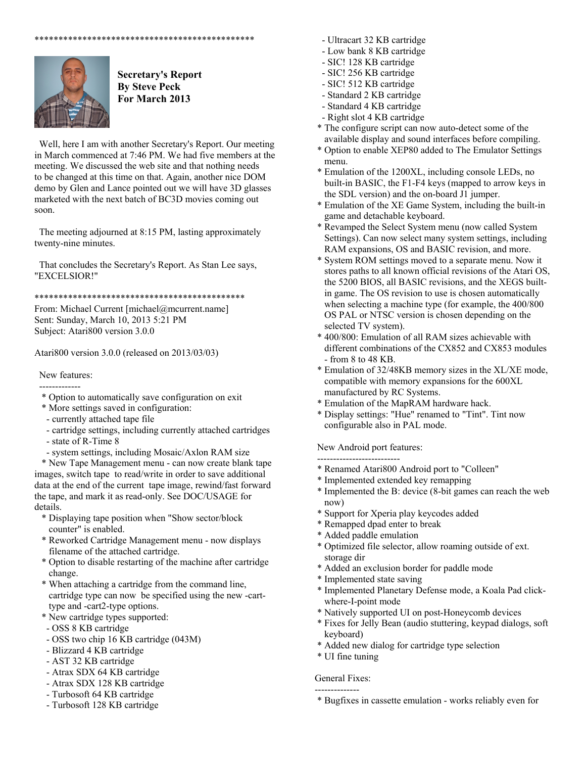**********************************************

**Secretary's Report**
**By Steve Peck**
**For March 2013**

Well, here I am with another Secretary's Report. Our meeting in March commenced at 7:46 PM. We had five members at the meeting. We discussed the web site and that nothing needs to be changed at this time on that. Again, another nice DOM demo by Glen and Lance pointed out we will have 3D glasses marketed with the next batch of BC3D movies coming out soon.

The meeting adjourned at 8:15 PM, lasting approximately twenty-nine minutes.

That concludes the Secretary's Report. As Stan Lee says, "EXCELSIOR!"

*********************************************

From: Michael Current [michael@mcurrent.name]
Sent: Sunday, March 10, 2013 5:21 PM
Subject: Atari800 version 3.0.0

Atari800 version 3.0.0 (released on 2013/03/03)

New features:
-------------
* Option to automatically save configuration on exit
* More settings saved in configuration:
  - currently attached tape file
  - cartridge settings, including currently attached cartridges
  - state of R-Time 8
  - system settings, including Mosaic/Axlon RAM size
* New Tape Management menu - can now create blank tape images, switch tape to read/write in order to save additional data at the end of the current tape image, rewind/fast forward the tape, and mark it as read-only. See DOC/USAGE for details.
* Displaying tape position when "Show sector/block counter" is enabled.
* Reworked Cartridge Management menu - now displays filename of the attached cartridge.
* Option to disable restarting of the machine after cartridge change.
* When attaching a cartridge from the command line, cartridge type can now be specified using the new -cart-type and -cart2-type options.
* New cartridge types supported:
  - OSS 8 KB cartridge
  - OSS two chip 16 KB cartridge (043M)
  - Blizzard 4 KB cartridge
  - AST 32 KB cartridge
  - Atrax SDX 64 KB cartridge
  - Atrax SDX 128 KB cartridge
  - Turbosoft 64 KB cartridge
  - Turbosoft 128 KB cartridge
  - Ultracart 32 KB cartridge
  - Low bank 8 KB cartridge
  - SIC! 128 KB cartridge
  - SIC! 256 KB cartridge
  - SIC! 512 KB cartridge
  - Standard 2 KB cartridge
  - Standard 4 KB cartridge
  - Right slot 4 KB cartridge
* The configure script can now auto-detect some of the available display and sound interfaces before compiling.
* Option to enable XEP80 added to The Emulator Settings menu.
* Emulation of the 1200XL, including console LEDs, no built-in BASIC, the F1-F4 keys (mapped to arrow keys in the SDL version) and the on-board J1 jumper.
* Emulation of the XE Game System, including the built-in game and detachable keyboard.
* Revamped the Select System menu (now called System Settings). Can now select many system settings, including RAM expansions, OS and BASIC revision, and more.
* System ROM settings moved to a separate menu. Now it stores paths to all known official revisions of the Atari OS, the 5200 BIOS, all BASIC revisions, and the XEGS built-in game. The OS revision to use is chosen automatically when selecting a machine type (for example, the 400/800 OS PAL or NTSC version is chosen depending on the selected TV system).
* 400/800: Emulation of all RAM sizes achievable with different combinations of the CX852 and CX853 modules - from 8 to 48 KB.
* Emulation of 32/48KB memory sizes in the XL/XE mode, compatible with memory expansions for the 600XL manufactured by RC Systems.
* Emulation of the MapRAM hardware hack.
* Display settings: "Hue" renamed to "Tint". Tint now configurable also in PAL mode.

New Android port features:
--------------------------
* Renamed Atari800 Android port to "Colleen"
* Implemented extended key remapping
* Implemented the B: device (8-bit games can reach the web now)
* Support for Xperia play keycodes added
* Remapped dpad enter to break
* Added paddle emulation
* Optimized file selector, allow roaming outside of ext. storage dir
* Added an exclusion border for paddle mode
* Implemented state saving
* Implemented Planetary Defense mode, a Koala Pad click-where-I-point mode
* Natively supported UI on post-Honeycomb devices
* Fixes for Jelly Bean (audio stuttering, keypad dialogs, soft keyboard)
* Added new dialog for cartridge type selection
* UI fine tuning

General Fixes:
--------------
* Bugfixes in cassette emulation - works reliably even for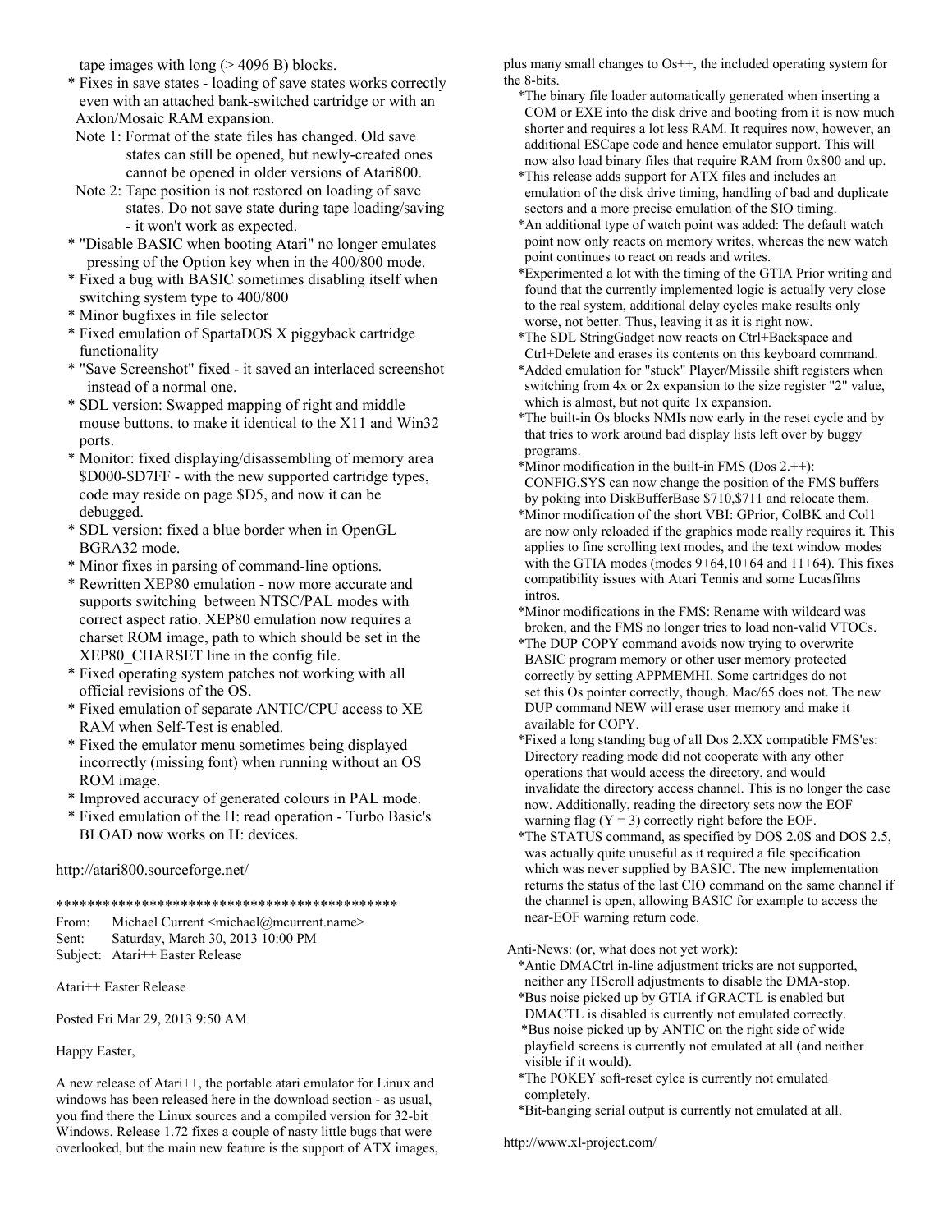tape images with long (> 4096 B) blocks.

* Fixes in save states - loading of save states works correctly even with an attached bank-switched cartridge or with an Axlon/Mosaic RAM expansion.

  Note 1: Format of the state files has changed. Old save states can still be opened, but newly-created ones cannot be opened in older versions of Atari800.

  Note 2: Tape position is not restored on loading of save states. Do not save state during tape loading/saving - it won't work as expected.
* "Disable BASIC when booting Atari" no longer emulates pressing of the Option key when in the 400/800 mode.
* Fixed a bug with BASIC sometimes disabling itself when switching system type to 400/800
* Minor bugfixes in file selector
* Fixed emulation of SpartaDOS X piggyback cartridge functionality
* "Save Screenshot" fixed - it saved an interlaced screenshot instead of a normal one.
* SDL version: Swapped mapping of right and middle mouse buttons, to make it identical to the X11 and Win32 ports.
* Monitor: fixed displaying/disassembling of memory area $D000-$D7FF - with the new supported cartridge types, code may reside on page $D5, and now it can be debugged.
* SDL version: fixed a blue border when in OpenGL BGRA32 mode.
* Minor fixes in parsing of command-line options.
* Rewritten XEP80 emulation - now more accurate and supports switching between NTSC/PAL modes with correct aspect ratio. XEP80 emulation now requires a charset ROM image, path to which should be set in the XEP80_CHARSET line in the config file.
* Fixed operating system patches not working with all official revisions of the OS.
* Fixed emulation of separate ANTIC/CPU access to XE RAM when Self-Test is enabled.
* Fixed the emulator menu sometimes being displayed incorrectly (missing font) when running without an OS ROM image.
* Improved accuracy of generated colours in PAL mode.
* Fixed emulation of the H: read operation - Turbo Basic's BLOAD now works on H: devices.

http://atari800.sourceforge.net/

********************************************

From: Michael Current <michael@mcurrent.name>
Sent: Saturday, March 30, 2013 10:00 PM
Subject: Atari++ Easter Release

Atari++ Easter Release

Posted Fri Mar 29, 2013 9:50 AM

Happy Easter,

A new release of Atari++, the portable atari emulator for Linux and windows has been released here in the download section - as usual, you find there the Linux sources and a compiled version for 32-bit Windows. Release 1.72 fixes a couple of nasty little bugs that were overlooked, but the main new feature is the support of ATX images, plus many small changes to Os++, the included operating system for the 8-bits.

* The binary file loader automatically generated when inserting a COM or EXE into the disk drive and booting from it is now much shorter and requires a lot less RAM. It requires now, however, an additional ESCape code and hence emulator support. This will now also load binary files that require RAM from 0x800 and up.
* This release adds support for ATX files and includes an emulation of the disk drive timing, handling of bad and duplicate sectors and a more precise emulation of the SIO timing.
* An additional type of watch point was added: The default watch point now only reacts on memory writes, whereas the new watch point continues to react on reads and writes.
* Experimented a lot with the timing of the GTIA Prior writing and found that the currently implemented logic is actually very close to the real system, additional delay cycles make results only worse, not better. Thus, leaving it as it is right now.
* The SDL StringGadget now reacts on Ctrl+Backspace and Ctrl+Delete and erases its contents on this keyboard command.
* Added emulation for "stuck" Player/Missile shift registers when switching from 4x or 2x expansion to the size register "2" value, which is almost, but not quite 1x expansion.
* The built-in Os blocks NMIs now early in the reset cycle and by that tries to work around bad display lists left over by buggy programs.
* Minor modification in the built-in FMS (Dos 2.++): CONFIG.SYS can now change the position of the FMS buffers by poking into DiskBufferBase $710,$711 and relocate them.
* Minor modification of the short VBI: GPrior, ColBK and Col1 are now only reloaded if the graphics mode really requires it. This applies to fine scrolling text modes, and the text window modes with the GTIA modes (modes 9+64,10+64 and 11+64). This fixes compatibility issues with Atari Tennis and some Lucasfilms intros.
* Minor modifications in the FMS: Rename with wildcard was broken, and the FMS no longer tries to load non-valid VTOCs.
* The DUP COPY command avoids now trying to overwrite BASIC program memory or other user memory protected correctly by setting APPMEMHI. Some cartridges do not set this Os pointer correctly, though. Mac/65 does not. The new DUP command NEW will erase user memory and make it available for COPY.
* Fixed a long standing bug of all Dos 2.XX compatible FMS'es: Directory reading mode did not cooperate with any other operations that would access the directory, and would invalidate the directory access channel. This is no longer the case now. Additionally, reading the directory sets now the EOF warning flag (Y = 3) correctly right before the EOF.
* The STATUS command, as specified by DOS 2.0S and DOS 2.5, was actually quite unuseful as it required a file specification which was never supplied by BASIC. The new implementation returns the status of the last CIO command on the same channel if the channel is open, allowing BASIC for example to access the near-EOF warning return code.

Anti-News: (or, what does not yet work):

* Antic DMACtrl in-line adjustment tricks are not supported, neither any HScroll adjustments to disable the DMA-stop.
* Bus noise picked up by GTIA if GRACTL is enabled but DMACTL is disabled is currently not emulated correctly.
* Bus noise picked up by ANTIC on the right side of wide playfield screens is currently not emulated at all (and neither visible if it would).
* The POKEY soft-reset cylce is currently not emulated completely.
* Bit-banging serial output is currently not emulated at all.

http://www.xl-project.com/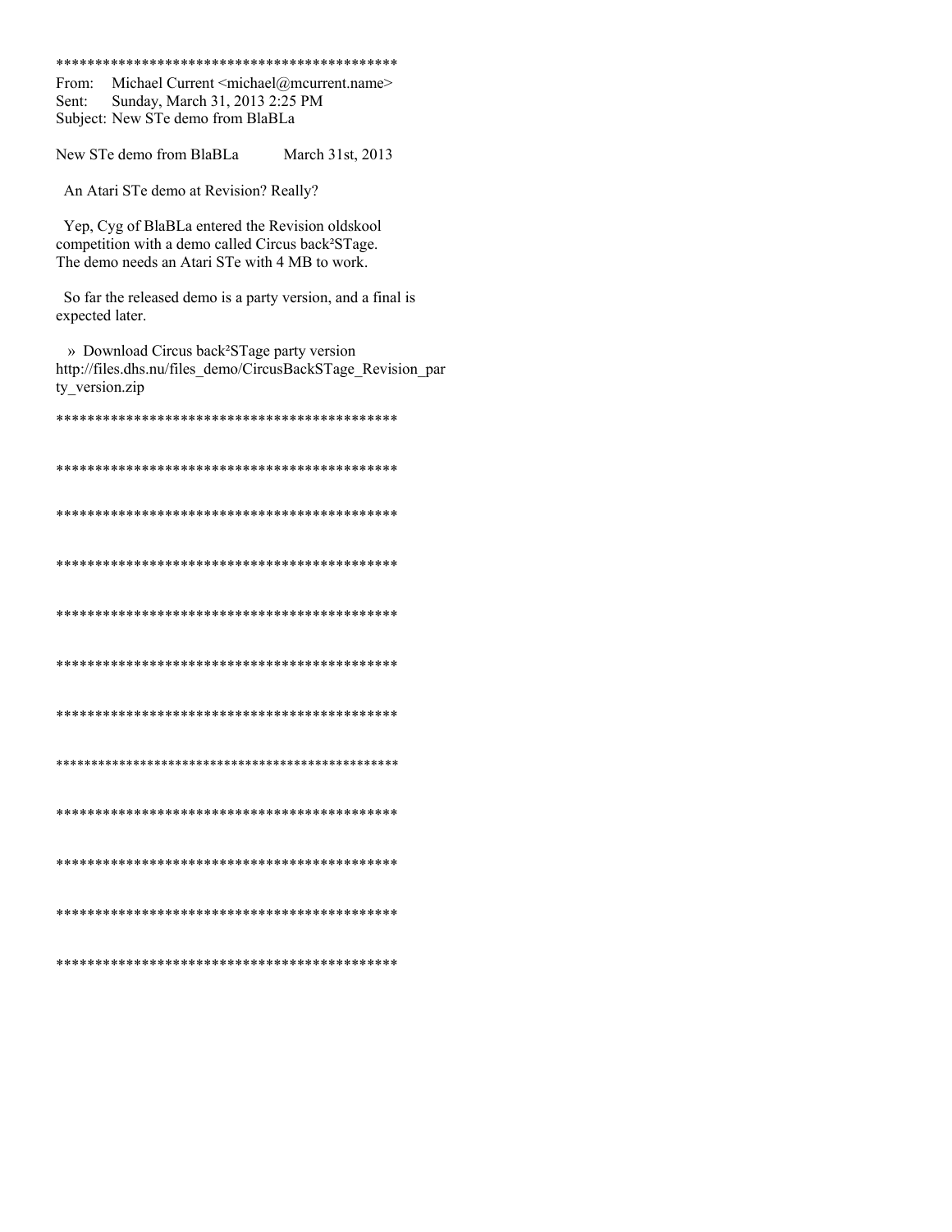*********************************************

From: Michael Current <michael@mcurrent.name>
Sent: Sunday, March 31, 2013 2:25 PM
Subject: New STe demo from BlaBLa

New STe demo from BlaBLa March 31st, 2013

An Atari STe demo at Revision? Really?

Yep, Cyg of BlaBLa entered the Revision oldskool competition with a demo called Circus back²STage. The demo needs an Atari STe with 4 MB to work.

So far the released demo is a party version, and a final is expected later.

» Download Circus back²STage party version
http://files.dhs.nu/files_demo/CircusBackSTage_Revision_party_version.zip

*********************************************

*********************************************

*********************************************

*********************************************

*********************************************

*********************************************

*********************************************

*********************************************

*********************************************

*********************************************

*********************************************

*********************************************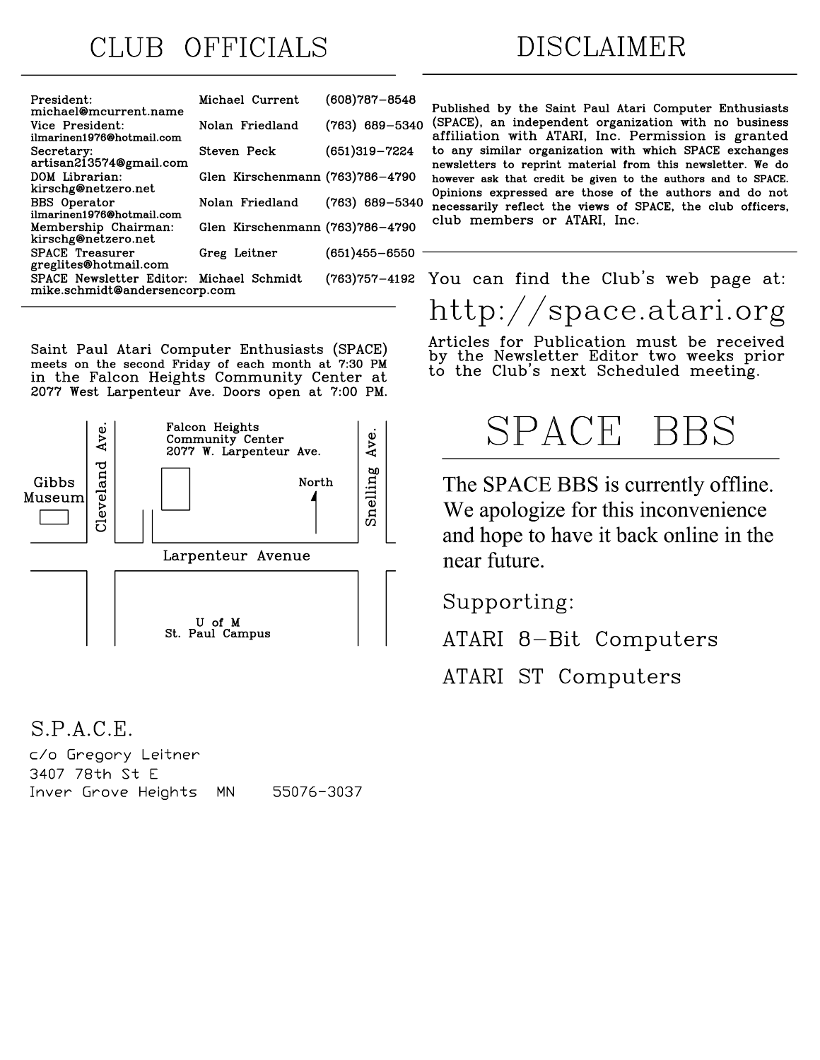# CLUB OFFICIALS

| | | |
|---|---|---|
| President: michael@mcurrent.name | Michael Current | (608)787-8548 |
| Vice President: ilmarinen1976@hotmail.com | Nolan Friedland | (763) 689-5340 |
| Secretary: artisan213574@gmail.com | Steven Peck | (651)319-7224 |
| DOM Librarian: kirschg@netzero.net | Glen Kirschenmann | (763)786-4790 |
| BBS Operator ilmarinen1976@hotmail.com | Nolan Friedland | (763) 689-5340 |
| Membership Chairman: kirschg@netzero.net | Glen Kirschenmann | (763)786-4790 |
| SPACE Treasurer greglites@hotmail.com | Greg Leitner | (651)455-6550 |
| SPACE Newsletter Editor: mike.schmidt@andersencorp.com | Michael Schmidt | (763)757-4192 |

Saint Paul Atari Computer Enthusiasts (SPACE) meets on the second Friday of each month at 7:30 PM in the Falcon Heights Community Center at 2077 West Larpenteur Ave. Doors open at 7:00 PM.

Falcon Heights
Community Center
2077 W. Larpenteur Ave.

Gibbs Museum

Cleveland Ave.

Snelling Ave.

North

Larpenteur Avenue

U of M
St. Paul Campus

S.P.A.C.E.
c/o Gregory Leitner
3407 78th St E
Inver Grove Heights MN 55076-3037

# DISCLAIMER

Published by the Saint Paul Atari Computer Enthusiasts (SPACE), an independent organization with no business affiliation with ATARI, Inc. Permission is granted to any similar organization with which SPACE exchanges newsletters to reprint material from this newsletter. We do however ask that credit be given to the authors and to SPACE. Opinions expressed are those of the authors and do not necessarily reflect the views of SPACE, the club officers, club members or ATARI, Inc.

You can find the Club's web page at:

http://space.atari.org

Articles for Publication must be received by the Newsletter Editor two weeks prior to the Club's next Scheduled meeting.

# SPACE BBS

The SPACE BBS is currently offline. We apologize for this inconvenience and hope to have it back online in the near future.

Supporting:

ATARI 8-Bit Computers

ATARI ST Computers